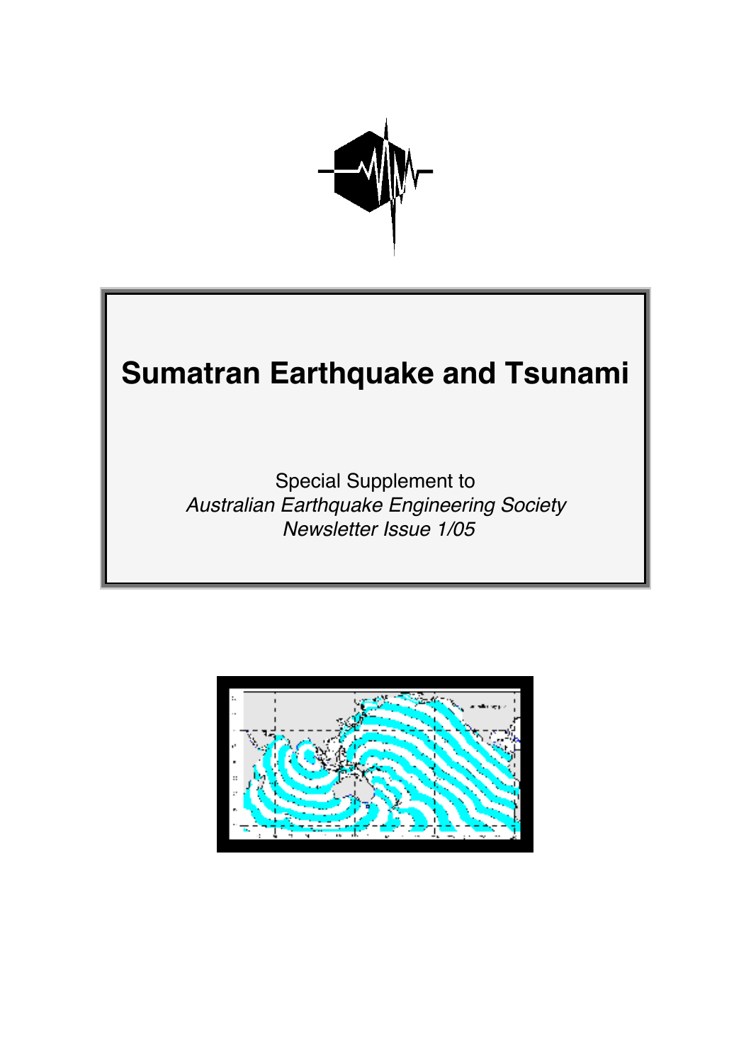# Sumatran Earthquake and Tsunami

Special Supplement to
*Australian Earthquake Engineering Society*
*Newsletter Issue 1/05*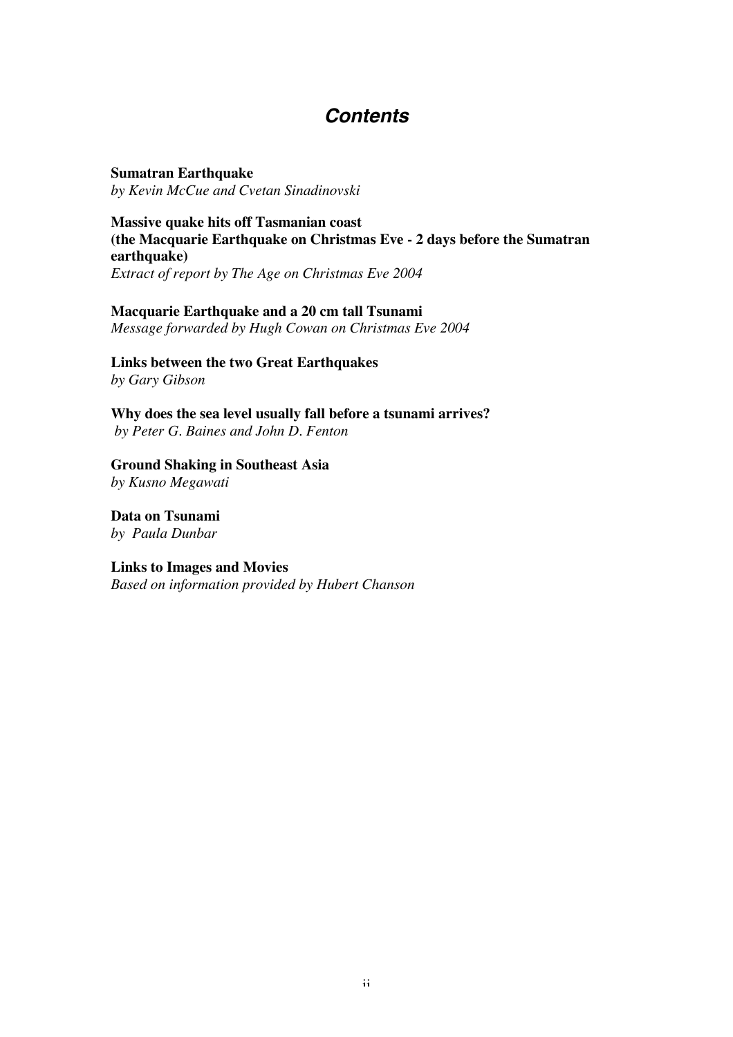# *Contents*

**Sumatran Earthquake**
*by Kevin McCue and Cvetan Sinadinovski*

**Massive quake hits off Tasmanian coast**
**(the Macquarie Earthquake on Christmas Eve - 2 days before the Sumatran earthquake)**
*Extract of report by The Age on Christmas Eve 2004*

**Macquarie Earthquake and a 20 cm tall Tsunami**
*Message forwarded by Hugh Cowan on Christmas Eve 2004*

**Links between the two Great Earthquakes**
*by Gary Gibson*

**Why does the sea level usually fall before a tsunami arrives?**
*by Peter G. Baines and John D. Fenton*

**Ground Shaking in Southeast Asia**
*by Kusno Megawati*

**Data on Tsunami**
*by Paula Dunbar*

**Links to Images and Movies**
*Based on information provided by Hubert Chanson*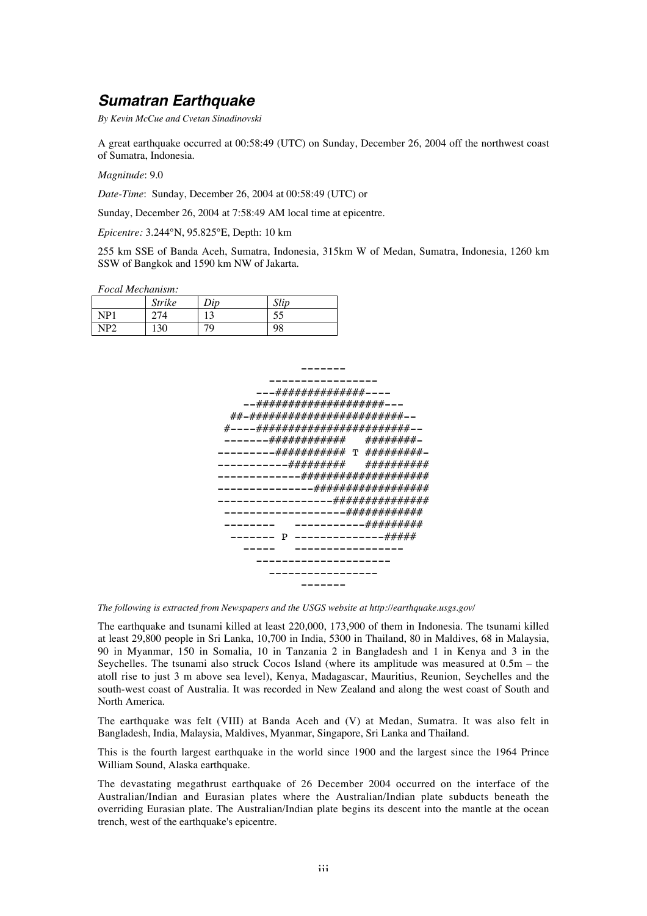## ***Sumatran Earthquake***

*By Kevin McCue and Cvetan Sinadinovski*

A great earthquake occurred at 00:58:49 (UTC) on Sunday, December 26, 2004 off the northwest coast of Sumatra, Indonesia.

*Magnitude*: 9.0

*Date-Time*: Sunday, December 26, 2004 at 00:58:49 (UTC) or

Sunday, December 26, 2004 at 7:58:49 AM local time at epicentre.

*Epicentre:* 3.244°N, 95.825°E, Depth: 10 km

255 km SSE of Banda Aceh, Sumatra, Indonesia, 315km W of Medan, Sumatra, Indonesia, 1260 km SSW of Bangkok and 1590 km NW of Jakarta.

*Focal Mechanism:*

| | *Strike* | *Dip* | *Slip* |
|---|---|---|---|
| NP1 | 274 | 13 | 55 |
| NP2 | 130 | 79 | 98 |

```
              -------
         -----------------
       ---##############----
    --####################---
  ##-########################--
 #----#########################--
 -------############   ########-
---------########### T #########-
-----------#########   ##########
-------------####################
---------------##################
-----------------################
 -------------------############
 --------   -----------#########
  ------- P --------------#####
    -----   -----------------
       ---------------------
         -----------------
              -------
```

*The following is extracted from Newspapers and the USGS website at http://earthquake.usgs.gov/*

The earthquake and tsunami killed at least 220,000, 173,900 of them in Indonesia. The tsunami killed at least 29,800 people in Sri Lanka, 10,700 in India, 5300 in Thailand, 80 in Maldives, 68 in Malaysia, 90 in Myanmar, 150 in Somalia, 10 in Tanzania 2 in Bangladesh and 1 in Kenya and 3 in the Seychelles. The tsunami also struck Cocos Island (where its amplitude was measured at 0.5m – the atoll rise to just 3 m above sea level), Kenya, Madagascar, Mauritius, Reunion, Seychelles and the south-west coast of Australia. It was recorded in New Zealand and along the west coast of South and North America.

The earthquake was felt (VIII) at Banda Aceh and (V) at Medan, Sumatra. It was also felt in Bangladesh, India, Malaysia, Maldives, Myanmar, Singapore, Sri Lanka and Thailand.

This is the fourth largest earthquake in the world since 1900 and the largest since the 1964 Prince William Sound, Alaska earthquake.

The devastating megathrust earthquake of 26 December 2004 occurred on the interface of the Australian/Indian and Eurasian plates where the Australian/Indian plate subducts beneath the overriding Eurasian plate. The Australian/Indian plate begins its descent into the mantle at the ocean trench, west of the earthquake's epicentre.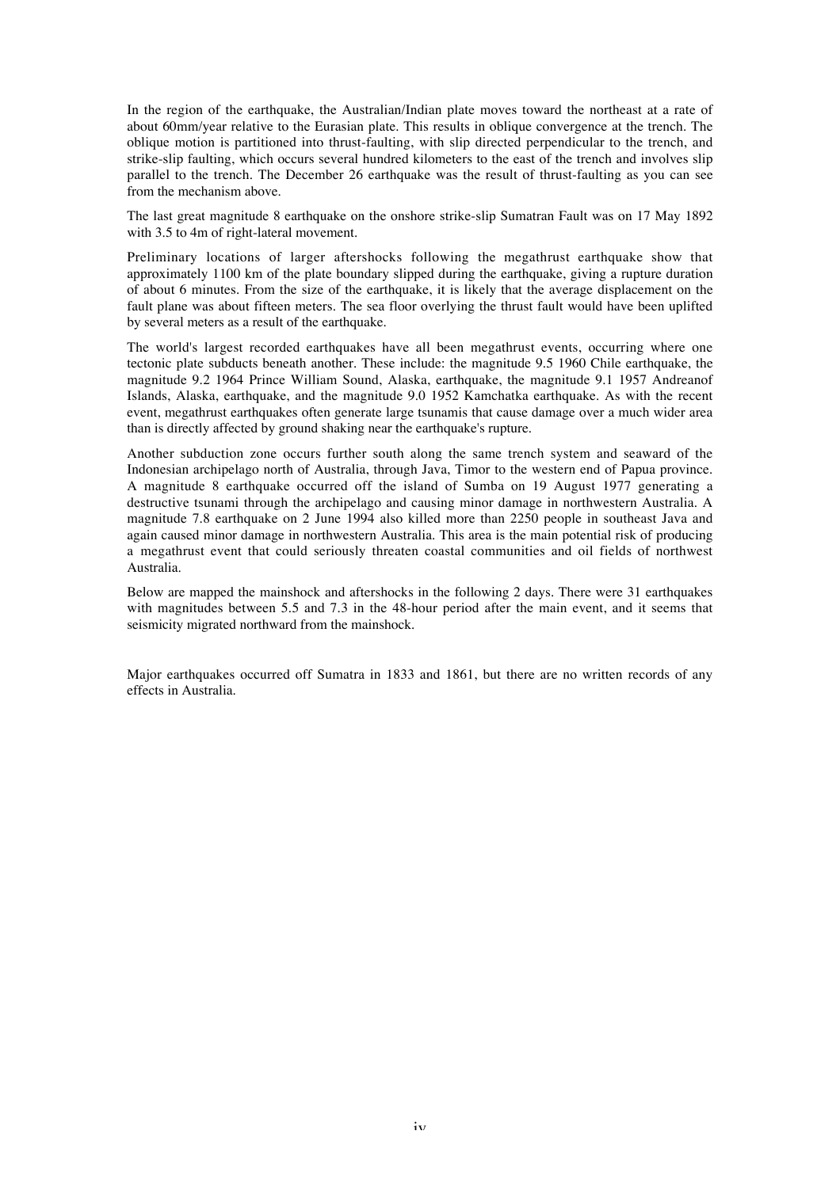In the region of the earthquake, the Australian/Indian plate moves toward the northeast at a rate of about 60mm/year relative to the Eurasian plate. This results in oblique convergence at the trench. The oblique motion is partitioned into thrust-faulting, with slip directed perpendicular to the trench, and strike-slip faulting, which occurs several hundred kilometers to the east of the trench and involves slip parallel to the trench. The December 26 earthquake was the result of thrust-faulting as you can see from the mechanism above.

The last great magnitude 8 earthquake on the onshore strike-slip Sumatran Fault was on 17 May 1892 with 3.5 to 4m of right-lateral movement.

Preliminary locations of larger aftershocks following the megathrust earthquake show that approximately 1100 km of the plate boundary slipped during the earthquake, giving a rupture duration of about 6 minutes. From the size of the earthquake, it is likely that the average displacement on the fault plane was about fifteen meters. The sea floor overlying the thrust fault would have been uplifted by several meters as a result of the earthquake.

The world's largest recorded earthquakes have all been megathrust events, occurring where one tectonic plate subducts beneath another. These include: the magnitude 9.5 1960 Chile earthquake, the magnitude 9.2 1964 Prince William Sound, Alaska, earthquake, the magnitude 9.1 1957 Andreanof Islands, Alaska, earthquake, and the magnitude 9.0 1952 Kamchatka earthquake. As with the recent event, megathrust earthquakes often generate large tsunamis that cause damage over a much wider area than is directly affected by ground shaking near the earthquake's rupture.

Another subduction zone occurs further south along the same trench system and seaward of the Indonesian archipelago north of Australia, through Java, Timor to the western end of Papua province. A magnitude 8 earthquake occurred off the island of Sumba on 19 August 1977 generating a destructive tsunami through the archipelago and causing minor damage in northwestern Australia. A magnitude 7.8 earthquake on 2 June 1994 also killed more than 2250 people in southeast Java and again caused minor damage in northwestern Australia. This area is the main potential risk of producing a megathrust event that could seriously threaten coastal communities and oil fields of northwest Australia.

Below are mapped the mainshock and aftershocks in the following 2 days. There were 31 earthquakes with magnitudes between 5.5 and 7.3 in the 48-hour period after the main event, and it seems that seismicity migrated northward from the mainshock.

Major earthquakes occurred off Sumatra in 1833 and 1861, but there are no written records of any effects in Australia.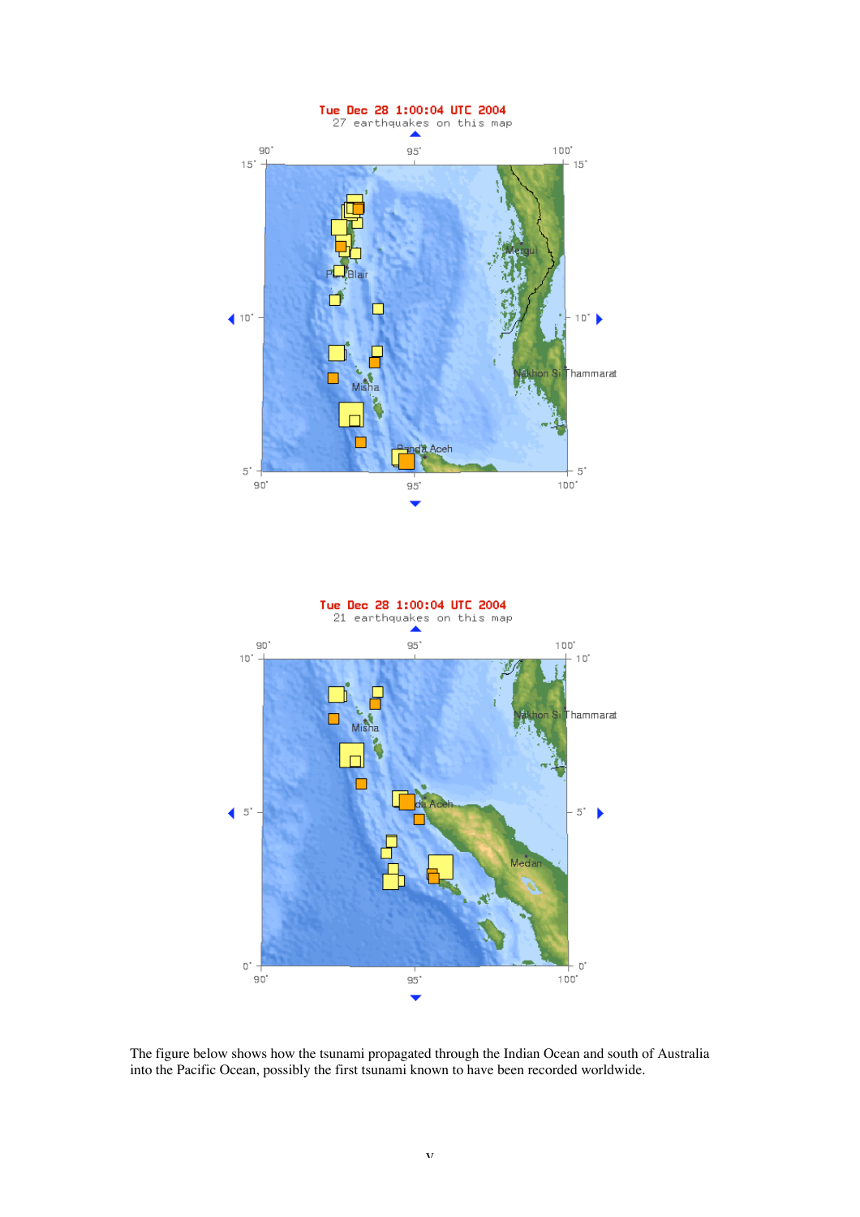The figure below shows how the tsunami propagated through the Indian Ocean and south of Australia into the Pacific Ocean, possibly the first tsunami known to have been recorded worldwide.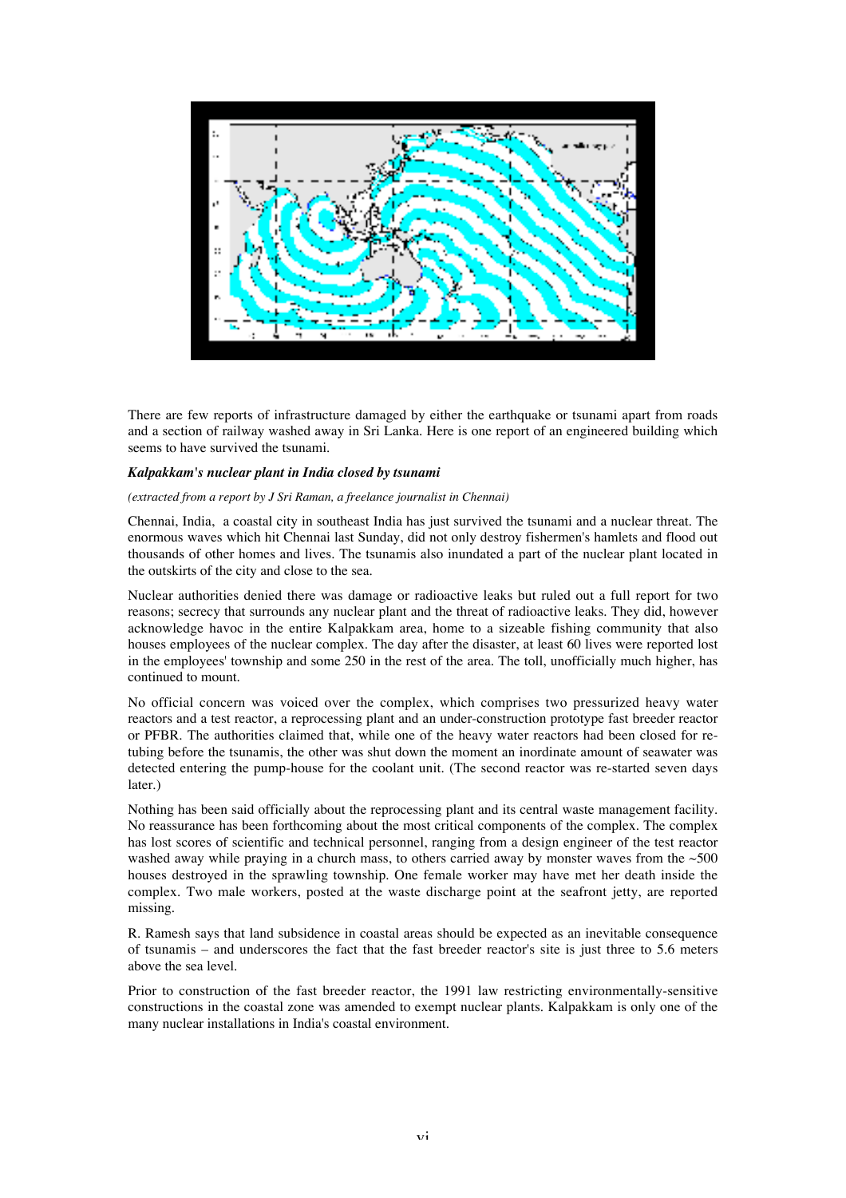There are few reports of infrastructure damaged by either the earthquake or tsunami apart from roads and a section of railway washed away in Sri Lanka. Here is one report of an engineered building which seems to have survived the tsunami.

***Kalpakkam's nuclear plant in India closed by tsunami***

*(extracted from a report by J Sri Raman, a freelance journalist in Chennai)*

Chennai, India, a coastal city in southeast India has just survived the tsunami and a nuclear threat. The enormous waves which hit Chennai last Sunday, did not only destroy fishermen's hamlets and flood out thousands of other homes and lives. The tsunamis also inundated a part of the nuclear plant located in the outskirts of the city and close to the sea.

Nuclear authorities denied there was damage or radioactive leaks but ruled out a full report for two reasons; secrecy that surrounds any nuclear plant and the threat of radioactive leaks. They did, however acknowledge havoc in the entire Kalpakkam area, home to a sizeable fishing community that also houses employees of the nuclear complex. The day after the disaster, at least 60 lives were reported lost in the employees' township and some 250 in the rest of the area. The toll, unofficially much higher, has continued to mount.

No official concern was voiced over the complex, which comprises two pressurized heavy water reactors and a test reactor, a reprocessing plant and an under-construction prototype fast breeder reactor or PFBR. The authorities claimed that, while one of the heavy water reactors had been closed for re-tubing before the tsunamis, the other was shut down the moment an inordinate amount of seawater was detected entering the pump-house for the coolant unit. (The second reactor was re-started seven days later.)

Nothing has been said officially about the reprocessing plant and its central waste management facility. No reassurance has been forthcoming about the most critical components of the complex. The complex has lost scores of scientific and technical personnel, ranging from a design engineer of the test reactor washed away while praying in a church mass, to others carried away by monster waves from the ~500 houses destroyed in the sprawling township. One female worker may have met her death inside the complex. Two male workers, posted at the waste discharge point at the seafront jetty, are reported missing.

R. Ramesh says that land subsidence in coastal areas should be expected as an inevitable consequence of tsunamis – and underscores the fact that the fast breeder reactor's site is just three to 5.6 meters above the sea level.

Prior to construction of the fast breeder reactor, the 1991 law restricting environmentally-sensitive constructions in the coastal zone was amended to exempt nuclear plants. Kalpakkam is only one of the many nuclear installations in India's coastal environment.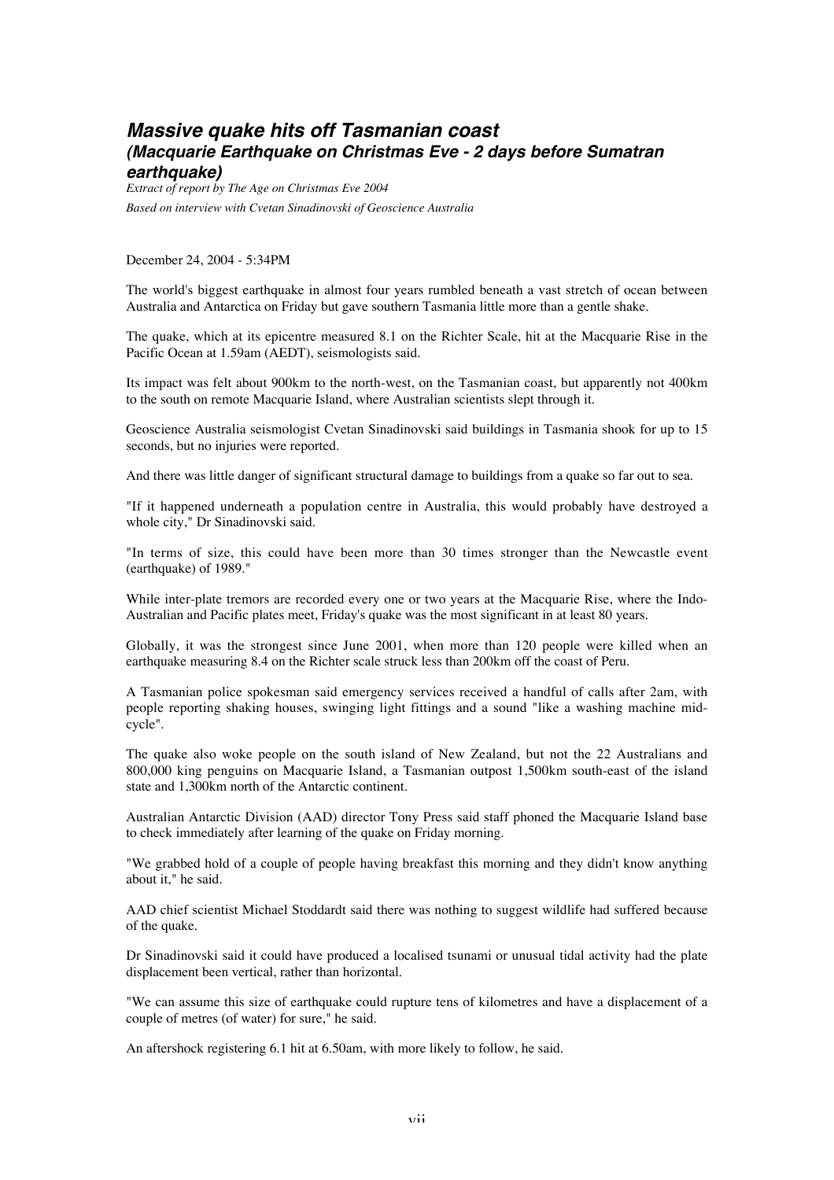## *Massive quake hits off Tasmanian coast*
### *(Macquarie Earthquake on Christmas Eve - 2 days before Sumatran earthquake)*

*Extract of report by The Age on Christmas Eve 2004*

*Based on interview with Cvetan Sinadinovski of Geoscience Australia*

December 24, 2004 - 5:34PM

The world's biggest earthquake in almost four years rumbled beneath a vast stretch of ocean between Australia and Antarctica on Friday but gave southern Tasmania little more than a gentle shake.

The quake, which at its epicentre measured 8.1 on the Richter Scale, hit at the Macquarie Rise in the Pacific Ocean at 1.59am (AEDT), seismologists said.

Its impact was felt about 900km to the north-west, on the Tasmanian coast, but apparently not 400km to the south on remote Macquarie Island, where Australian scientists slept through it.

Geoscience Australia seismologist Cvetan Sinadinovski said buildings in Tasmania shook for up to 15 seconds, but no injuries were reported.

And there was little danger of significant structural damage to buildings from a quake so far out to sea.

"If it happened underneath a population centre in Australia, this would probably have destroyed a whole city," Dr Sinadinovski said.

"In terms of size, this could have been more than 30 times stronger than the Newcastle event (earthquake) of 1989."

While inter-plate tremors are recorded every one or two years at the Macquarie Rise, where the Indo-Australian and Pacific plates meet, Friday's quake was the most significant in at least 80 years.

Globally, it was the strongest since June 2001, when more than 120 people were killed when an earthquake measuring 8.4 on the Richter scale struck less than 200km off the coast of Peru.

A Tasmanian police spokesman said emergency services received a handful of calls after 2am, with people reporting shaking houses, swinging light fittings and a sound "like a washing machine mid-cycle".

The quake also woke people on the south island of New Zealand, but not the 22 Australians and 800,000 king penguins on Macquarie Island, a Tasmanian outpost 1,500km south-east of the island state and 1,300km north of the Antarctic continent.

Australian Antarctic Division (AAD) director Tony Press said staff phoned the Macquarie Island base to check immediately after learning of the quake on Friday morning.

"We grabbed hold of a couple of people having breakfast this morning and they didn't know anything about it," he said.

AAD chief scientist Michael Stoddardt said there was nothing to suggest wildlife had suffered because of the quake.

Dr Sinadinovski said it could have produced a localised tsunami or unusual tidal activity had the plate displacement been vertical, rather than horizontal.

"We can assume this size of earthquake could rupture tens of kilometres and have a displacement of a couple of metres (of water) for sure," he said.

An aftershock registering 6.1 hit at 6.50am, with more likely to follow, he said.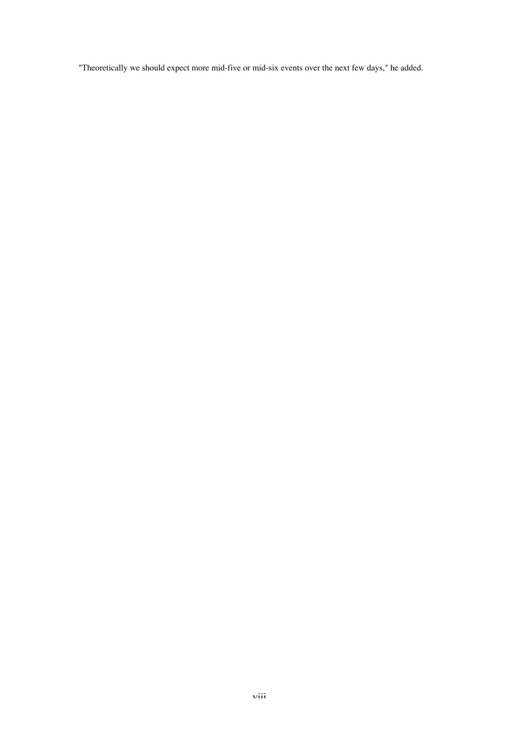"Theoretically we should expect more mid-five or mid-six events over the next few days," he added.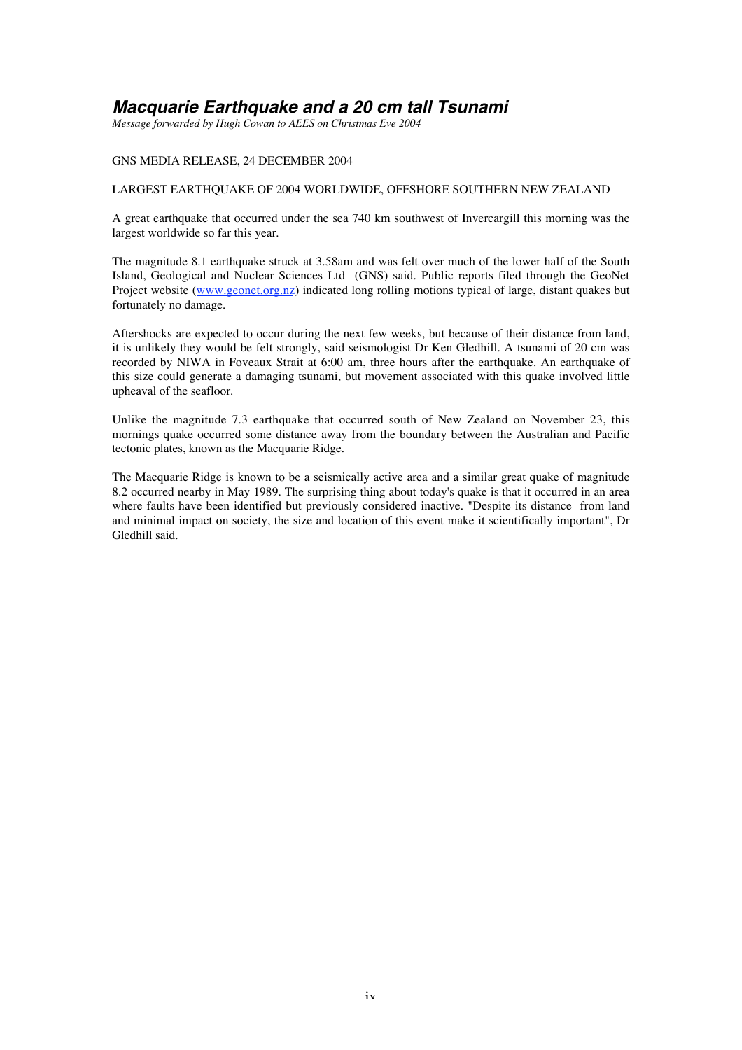# *Macquarie Earthquake and a 20 cm tall Tsunami*

*Message forwarded by Hugh Cowan to AEES on Christmas Eve 2004*

GNS MEDIA RELEASE, 24 DECEMBER 2004

LARGEST EARTHQUAKE OF 2004 WORLDWIDE, OFFSHORE SOUTHERN NEW ZEALAND

A great earthquake that occurred under the sea 740 km southwest of Invercargill this morning was the largest worldwide so far this year.

The magnitude 8.1 earthquake struck at 3.58am and was felt over much of the lower half of the South Island, Geological and Nuclear Sciences Ltd (GNS) said. Public reports filed through the GeoNet Project website (www.geonet.org.nz) indicated long rolling motions typical of large, distant quakes but fortunately no damage.

Aftershocks are expected to occur during the next few weeks, but because of their distance from land, it is unlikely they would be felt strongly, said seismologist Dr Ken Gledhill. A tsunami of 20 cm was recorded by NIWA in Foveaux Strait at 6:00 am, three hours after the earthquake. An earthquake of this size could generate a damaging tsunami, but movement associated with this quake involved little upheaval of the seafloor.

Unlike the magnitude 7.3 earthquake that occurred south of New Zealand on November 23, this mornings quake occurred some distance away from the boundary between the Australian and Pacific tectonic plates, known as the Macquarie Ridge.

The Macquarie Ridge is known to be a seismically active area and a similar great quake of magnitude 8.2 occurred nearby in May 1989. The surprising thing about today's quake is that it occurred in an area where faults have been identified but previously considered inactive. "Despite its distance from land and minimal impact on society, the size and location of this event make it scientifically important", Dr Gledhill said.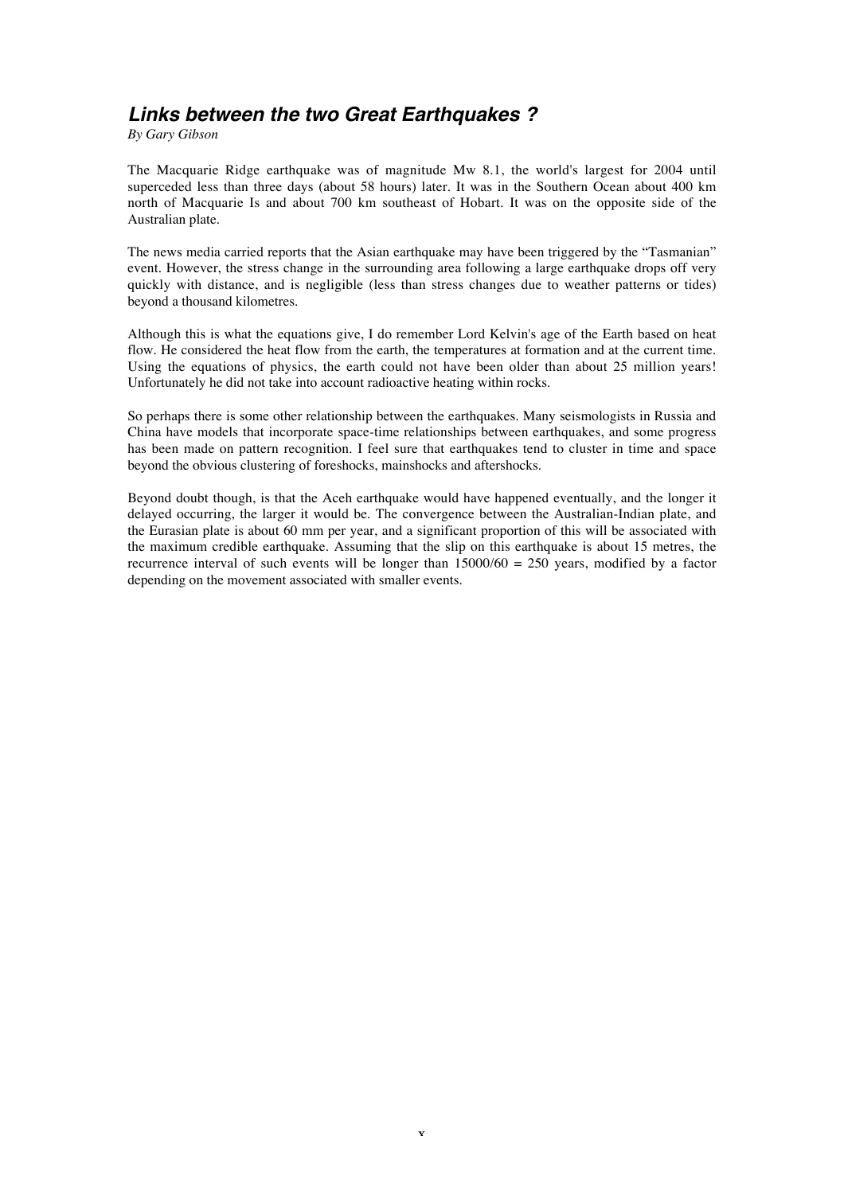## ***Links between the two Great Earthquakes ?***

*By Gary Gibson*

The Macquarie Ridge earthquake was of magnitude Mw 8.1, the world's largest for 2004 until superceded less than three days (about 58 hours) later. It was in the Southern Ocean about 400 km north of Macquarie Is and about 700 km southeast of Hobart. It was on the opposite side of the Australian plate.

The news media carried reports that the Asian earthquake may have been triggered by the "Tasmanian" event. However, the stress change in the surrounding area following a large earthquake drops off very quickly with distance, and is negligible (less than stress changes due to weather patterns or tides) beyond a thousand kilometres.

Although this is what the equations give, I do remember Lord Kelvin's age of the Earth based on heat flow. He considered the heat flow from the earth, the temperatures at formation and at the current time. Using the equations of physics, the earth could not have been older than about 25 million years! Unfortunately he did not take into account radioactive heating within rocks.

So perhaps there is some other relationship between the earthquakes. Many seismologists in Russia and China have models that incorporate space-time relationships between earthquakes, and some progress has been made on pattern recognition. I feel sure that earthquakes tend to cluster in time and space beyond the obvious clustering of foreshocks, mainshocks and aftershocks.

Beyond doubt though, is that the Aceh earthquake would have happened eventually, and the longer it delayed occurring, the larger it would be. The convergence between the Australian-Indian plate, and the Eurasian plate is about 60 mm per year, and a significant proportion of this will be associated with the maximum credible earthquake. Assuming that the slip on this earthquake is about 15 metres, the recurrence interval of such events will be longer than $15000/60 = 250$ years, modified by a factor depending on the movement associated with smaller events.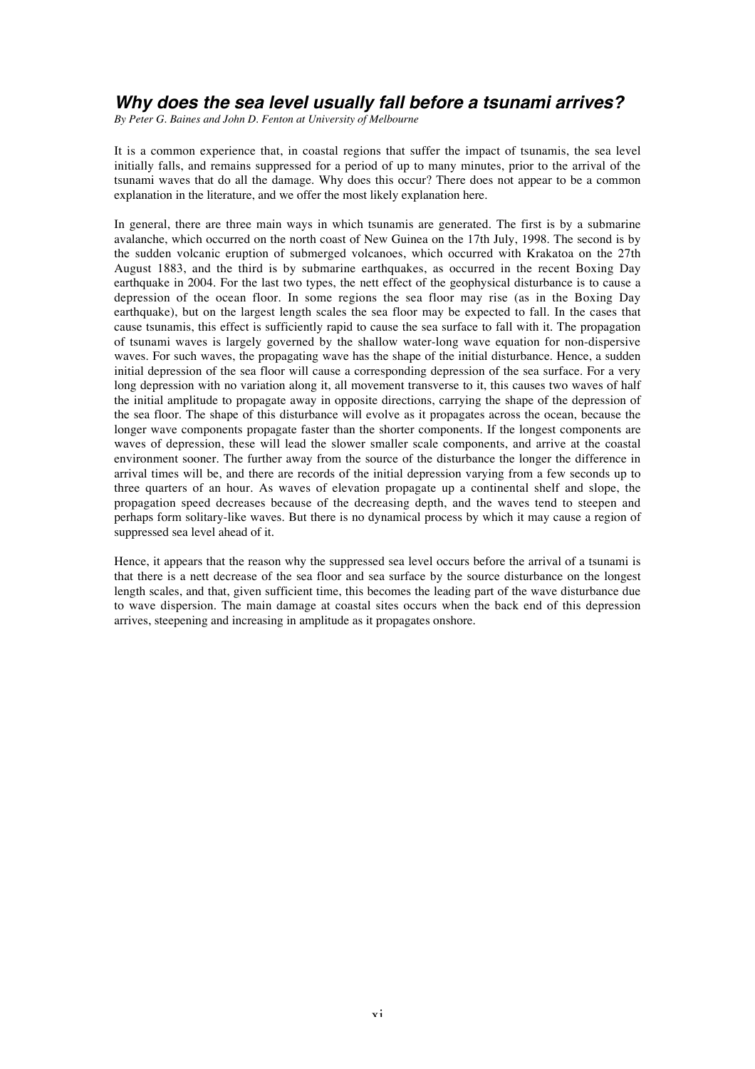## *Why does the sea level usually fall before a tsunami arrives?*

*By Peter G. Baines and John D. Fenton at University of Melbourne*

It is a common experience that, in coastal regions that suffer the impact of tsunamis, the sea level initially falls, and remains suppressed for a period of up to many minutes, prior to the arrival of the tsunami waves that do all the damage. Why does this occur? There does not appear to be a common explanation in the literature, and we offer the most likely explanation here.

In general, there are three main ways in which tsunamis are generated. The first is by a submarine avalanche, which occurred on the north coast of New Guinea on the 17th July, 1998. The second is by the sudden volcanic eruption of submerged volcanoes, which occurred with Krakatoa on the 27th August 1883, and the third is by submarine earthquakes, as occurred in the recent Boxing Day earthquake in 2004. For the last two types, the nett effect of the geophysical disturbance is to cause a depression of the ocean floor. In some regions the sea floor may rise (as in the Boxing Day earthquake), but on the largest length scales the sea floor may be expected to fall. In the cases that cause tsunamis, this effect is sufficiently rapid to cause the sea surface to fall with it. The propagation of tsunami waves is largely governed by the shallow water-long wave equation for non-dispersive waves. For such waves, the propagating wave has the shape of the initial disturbance. Hence, a sudden initial depression of the sea floor will cause a corresponding depression of the sea surface. For a very long depression with no variation along it, all movement transverse to it, this causes two waves of half the initial amplitude to propagate away in opposite directions, carrying the shape of the depression of the sea floor. The shape of this disturbance will evolve as it propagates across the ocean, because the longer wave components propagate faster than the shorter components. If the longest components are waves of depression, these will lead the slower smaller scale components, and arrive at the coastal environment sooner. The further away from the source of the disturbance the longer the difference in arrival times will be, and there are records of the initial depression varying from a few seconds up to three quarters of an hour. As waves of elevation propagate up a continental shelf and slope, the propagation speed decreases because of the decreasing depth, and the waves tend to steepen and perhaps form solitary-like waves. But there is no dynamical process by which it may cause a region of suppressed sea level ahead of it.

Hence, it appears that the reason why the suppressed sea level occurs before the arrival of a tsunami is that there is a nett decrease of the sea floor and sea surface by the source disturbance on the longest length scales, and that, given sufficient time, this becomes the leading part of the wave disturbance due to wave dispersion. The main damage at coastal sites occurs when the back end of this depression arrives, steepening and increasing in amplitude as it propagates onshore.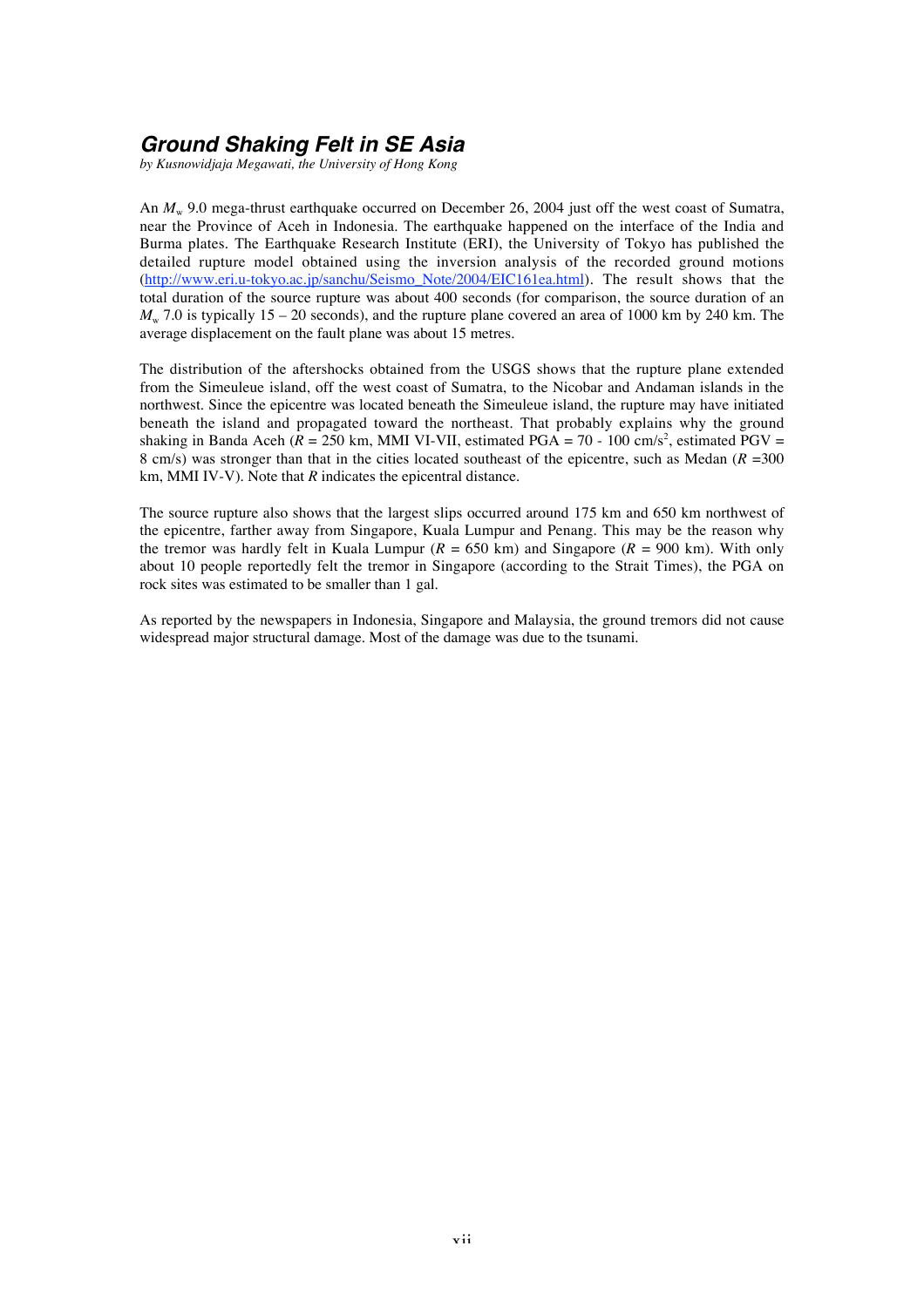## ***Ground Shaking Felt in SE Asia***

*by Kusnowidjaja Megawati, the University of Hong Kong*

An $M_w$ 9.0 mega-thrust earthquake occurred on December 26, 2004 just off the west coast of Sumatra, near the Province of Aceh in Indonesia. The earthquake happened on the interface of the India and Burma plates. The Earthquake Research Institute (ERI), the University of Tokyo has published the detailed rupture model obtained using the inversion analysis of the recorded ground motions (http://www.eri.u-tokyo.ac.jp/sanchu/Seismo_Note/2004/EIC161ea.html). The result shows that the total duration of the source rupture was about 400 seconds (for comparison, the source duration of an $M_w$ 7.0 is typically 15 – 20 seconds), and the rupture plane covered an area of 1000 km by 240 km. The average displacement on the fault plane was about 15 metres.

The distribution of the aftershocks obtained from the USGS shows that the rupture plane extended from the Simeuleue island, off the west coast of Sumatra, to the Nicobar and Andaman islands in the northwest. Since the epicentre was located beneath the Simeuleue island, the rupture may have initiated beneath the island and propagated toward the northeast. That probably explains why the ground shaking in Banda Aceh ($R$ = 250 km, MMI VI-VII, estimated PGA = 70 - 100 cm/s$^2$, estimated PGV = 8 cm/s) was stronger than that in the cities located southeast of the epicentre, such as Medan ($R$ =300 km, MMI IV-V). Note that $R$ indicates the epicentral distance.

The source rupture also shows that the largest slips occurred around 175 km and 650 km northwest of the epicentre, farther away from Singapore, Kuala Lumpur and Penang. This may be the reason why the tremor was hardly felt in Kuala Lumpur ($R$ = 650 km) and Singapore ($R$ = 900 km). With only about 10 people reportedly felt the tremor in Singapore (according to the Strait Times), the PGA on rock sites was estimated to be smaller than 1 gal.

As reported by the newspapers in Indonesia, Singapore and Malaysia, the ground tremors did not cause widespread major structural damage. Most of the damage was due to the tsunami.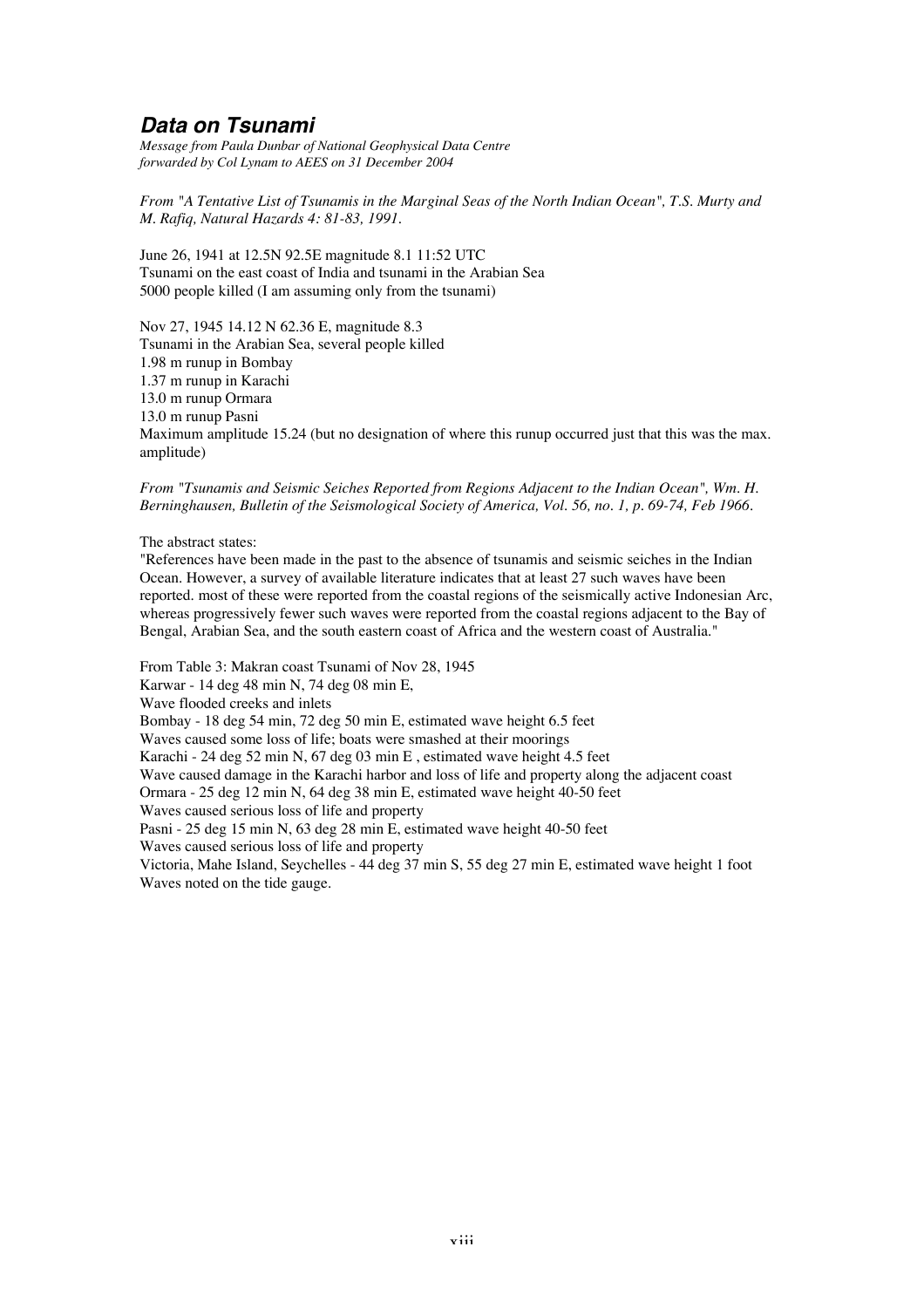## ***Data on Tsunami***

*Message from Paula Dunbar of National Geophysical Data Centre forwarded by Col Lynam to AEES on 31 December 2004*

*From "A Tentative List of Tsunamis in the Marginal Seas of the North Indian Ocean", T.S. Murty and M. Rafiq, Natural Hazards 4: 81-83, 1991.*

June 26, 1941 at 12.5N 92.5E magnitude 8.1 11:52 UTC
Tsunami on the east coast of India and tsunami in the Arabian Sea
5000 people killed (I am assuming only from the tsunami)

Nov 27, 1945 14.12 N 62.36 E, magnitude 8.3
Tsunami in the Arabian Sea, several people killed
1.98 m runup in Bombay
1.37 m runup in Karachi
13.0 m runup Ormara
13.0 m runup Pasni
Maximum amplitude 15.24 (but no designation of where this runup occurred just that this was the max. amplitude)

*From "Tsunamis and Seismic Seiches Reported from Regions Adjacent to the Indian Ocean", Wm. H. Berninghausen, Bulletin of the Seismological Society of America, Vol. 56, no. 1, p. 69-74, Feb 1966.*

The abstract states:
"References have been made in the past to the absence of tsunamis and seismic seiches in the Indian Ocean. However, a survey of available literature indicates that at least 27 such waves have been reported. most of these were reported from the coastal regions of the seismically active Indonesian Arc, whereas progressively fewer such waves were reported from the coastal regions adjacent to the Bay of Bengal, Arabian Sea, and the south eastern coast of Africa and the western coast of Australia."

From Table 3: Makran coast Tsunami of Nov 28, 1945
Karwar - 14 deg 48 min N, 74 deg 08 min E,
Wave flooded creeks and inlets
Bombay - 18 deg 54 min, 72 deg 50 min E, estimated wave height 6.5 feet
Waves caused some loss of life; boats were smashed at their moorings
Karachi - 24 deg 52 min N, 67 deg 03 min E , estimated wave height 4.5 feet
Wave caused damage in the Karachi harbor and loss of life and property along the adjacent coast
Ormara - 25 deg 12 min N, 64 deg 38 min E, estimated wave height 40-50 feet
Waves caused serious loss of life and property
Pasni - 25 deg 15 min N, 63 deg 28 min E, estimated wave height 40-50 feet
Waves caused serious loss of life and property
Victoria, Mahe Island, Seychelles - 44 deg 37 min S, 55 deg 27 min E, estimated wave height 1 foot
Waves noted on the tide gauge.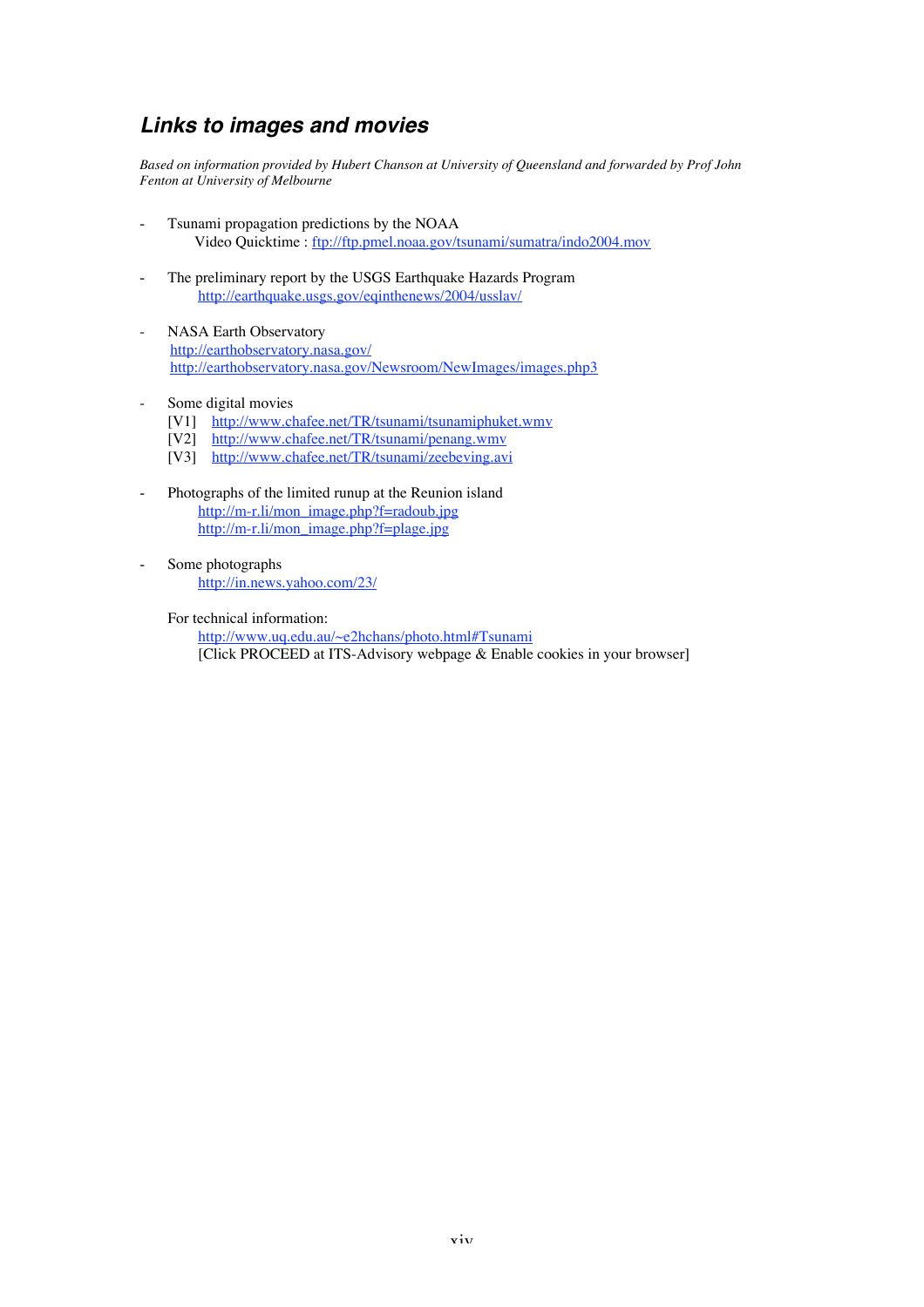# *Links to images and movies*

*Based on information provided by Hubert Chanson at University of Queensland and forwarded by Prof John Fenton at University of Melbourne*

- Tsunami propagation predictions by the NOAA
  Video Quicktime : ftp://ftp.pmel.noaa.gov/tsunami/sumatra/indo2004.mov

- The preliminary report by the USGS Earthquake Hazards Program
  http://earthquake.usgs.gov/eqinthenews/2004/usslav/

- NASA Earth Observatory
  http://earthobservatory.nasa.gov/
  http://earthobservatory.nasa.gov/Newsroom/NewImages/images.php3

- Some digital movies
  [V1] http://www.chafee.net/TR/tsunami/tsunamiphuket.wmv
  [V2] http://www.chafee.net/TR/tsunami/penang.wmv
  [V3] http://www.chafee.net/TR/tsunami/zeebeving.avi

- Photographs of the limited runup at the Reunion island
  http://m-r.li/mon_image.php?f=radoub.jpg
  http://m-r.li/mon_image.php?f=plage.jpg

- Some photographs
  http://in.news.yahoo.com/23/

  For technical information:
  http://www.uq.edu.au/~e2hchans/photo.html#Tsunami
  [Click PROCEED at ITS-Advisory webpage & Enable cookies in your browser]